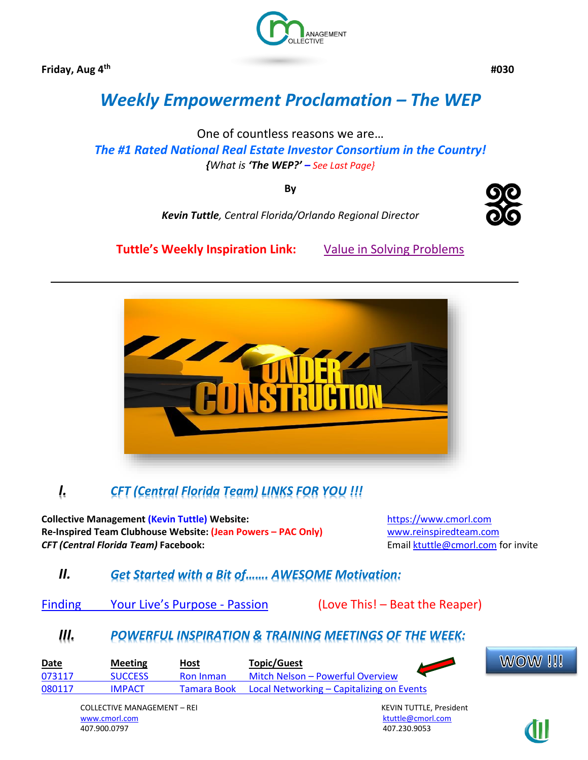Friday, Aug 4th #030

# *Weekly Empowerment Proclamation – The WEP*

One of countless reasons we are…

***The #1 Rated National Real Estate Investor Consortium in the Country!***

*{What is **'The WEP?'** – See Last Page}*

**By**

***Kevin Tuttle**, Central Florida/Orlando Regional Director*

**Tuttle's Weekly Inspiration Link:** Value in Solving Problems

---

## I. CFT (Central Florida Team) LINKS FOR YOU !!!

**Collective Management (Kevin Tuttle) Website:** https://www.cmorl.com
**Re-Inspired Team Clubhouse Website: (Jean Powers – PAC Only)** www.reinspiredteam.com
***CFT (Central Florida Team)* Facebook:** Email ktuttle@cmorl.com for invite

## II. Get Started with a Bit of……. AWESOME Motivation:

Finding Your Live's Purpose - Passion (Love This! – Beat the Reaper)

## III. POWERFUL INSPIRATION & TRAINING MEETINGS OF THE WEEK:

| Date | Meeting | Host | Topic/Guest |
|---|---|---|---|
| 073117 | SUCCESS | Ron Inman | Mitch Nelson – Powerful Overview |
| 080117 | IMPACT | Tamara Book | Local Networking – Capitalizing on Events |

WOW !!!

COLLECTIVE MANAGEMENT – REI
www.cmorl.com
407.900.0797

KEVIN TUTTLE, President
ktuttle@cmorl.com
407.230.9053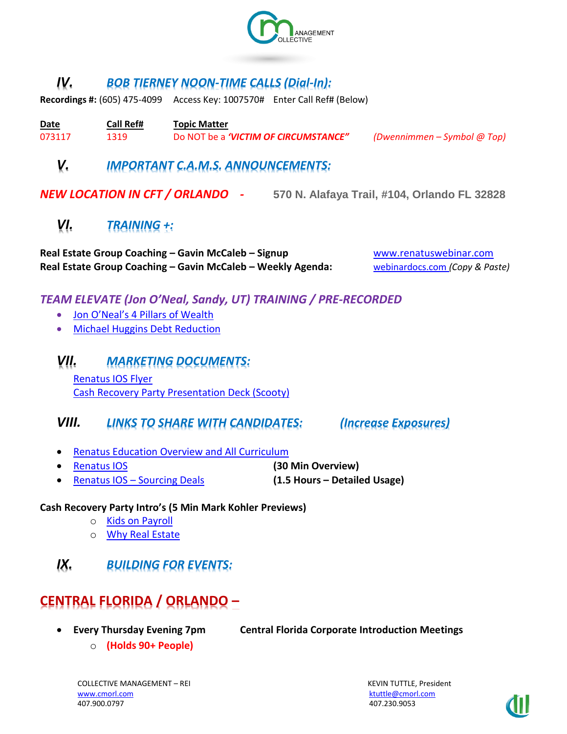## IV. BOB TIERNEY NOON-TIME CALLS (Dial-In):

**Recordings #:** (605) 475-4099 Access Key: 1007570# Enter Call Ref# (Below)

| Date | Call Ref# | Topic Matter | |
|---|---|---|---|
| 073117 | 1319 | Do NOT be a ***'VICTIM OF CIRCUMSTANCE"*** | *(Dwennimmen – Symbol @ Top)* |

## V. IMPORTANT C.A.M.S. ANNOUNCEMENTS:

***NEW LOCATION IN CFT / ORLANDO*** - **570 N. Alafaya Trail, #104, Orlando FL 32828**

## VI. TRAINING +:

**Real Estate Group Coaching – Gavin McCaleb – Signup** www.renatuswebinar.com
**Real Estate Group Coaching – Gavin McCaleb – Weekly Agenda:** webinardocs.com *(Copy & Paste)*

### *TEAM ELEVATE (Jon O'Neal, Sandy, UT) TRAINING / PRE-RECORDED*

- Jon O'Neal's 4 Pillars of Wealth
- Michael Huggins Debt Reduction

## VII. MARKETING DOCUMENTS:

Renatus IOS Flyer
Cash Recovery Party Presentation Deck (Scooty)

## VIII. LINKS TO SHARE WITH CANDIDATES: *(Increase Exposures)*

- Renatus Education Overview and All Curriculum
- Renatus IOS **(30 Min Overview)**
- Renatus IOS – Sourcing Deals **(1.5 Hours – Detailed Usage)**

**Cash Recovery Party Intro's (5 Min Mark Kohler Previews)**

- Kids on Payroll
- Why Real Estate

## IX. BUILDING FOR EVENTS:

## CENTRAL FLORIDA / ORLANDO –

- **Every Thursday Evening 7pm** **Central Florida Corporate Introduction Meetings**
  - **(Holds 90+ People)**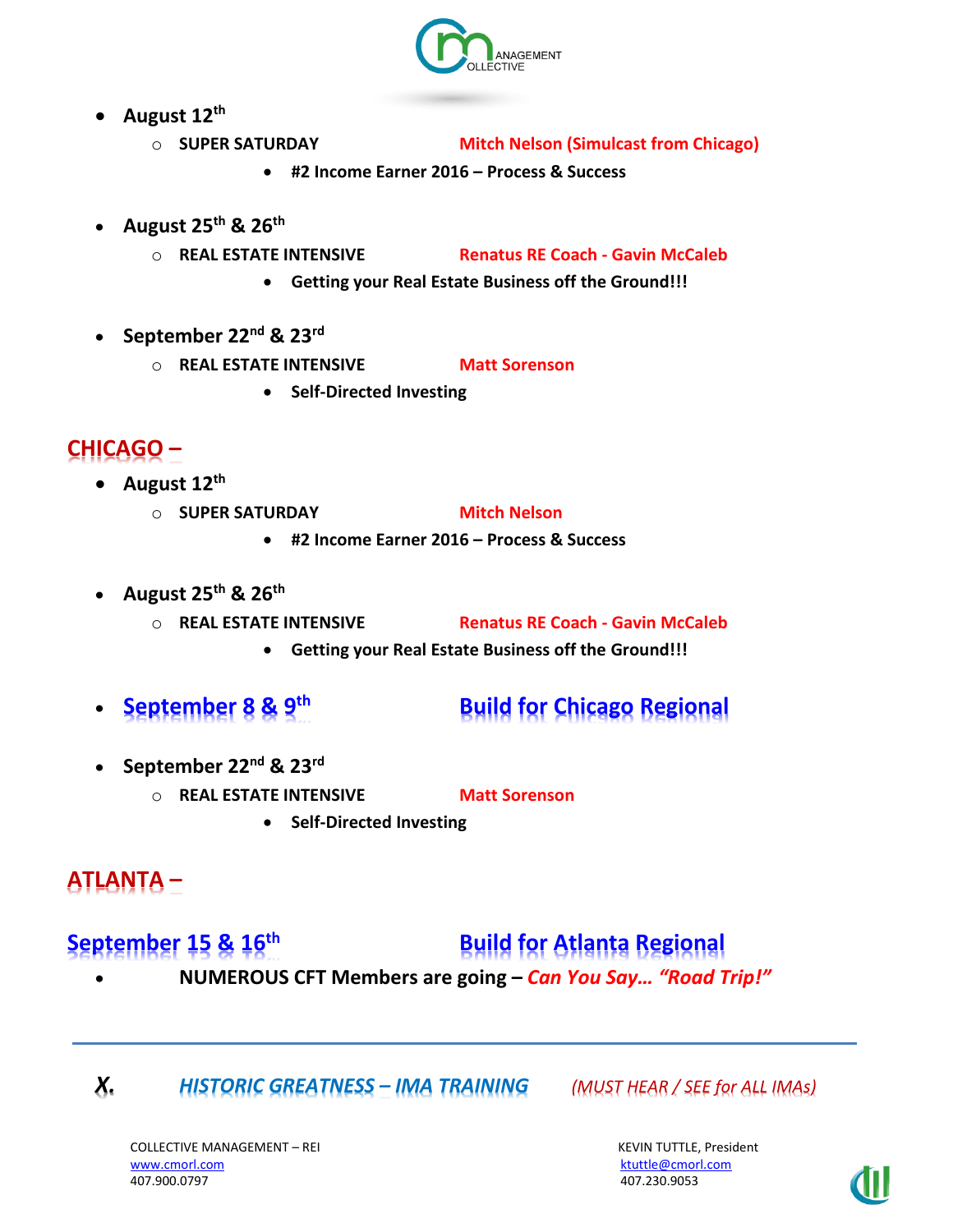- **August 12th**
  - **SUPER SATURDAY** **Mitch Nelson (Simulcast from Chicago)**
    - **#2 Income Earner 2016 – Process & Success**

- **August 25th & 26th**
  - **REAL ESTATE INTENSIVE** **Renatus RE Coach - Gavin McCaleb**
    - **Getting your Real Estate Business off the Ground!!!**

- **September 22nd & 23rd**
  - **REAL ESTATE INTENSIVE** **Matt Sorenson**
    - **Self-Directed Investing**

## CHICAGO –

- **August 12th**
  - **SUPER SATURDAY** **Mitch Nelson**
    - **#2 Income Earner 2016 – Process & Success**

- **August 25th & 26th**
  - **REAL ESTATE INTENSIVE** **Renatus RE Coach - Gavin McCaleb**
    - **Getting your Real Estate Business off the Ground!!!**

- **September 8 & 9th** **Build for Chicago Regional**

- **September 22nd & 23rd**
  - **REAL ESTATE INTENSIVE** **Matt Sorenson**
    - **Self-Directed Investing**

## ATLANTA –

**September 15 & 16th** **Build for Atlanta Regional**

- **NUMEROUS CFT Members are going – *Can You Say… "Road Trip!"***

---

***X.*** ***HISTORIC GREATNESS – IMA TRAINING*** *(MUST HEAR / SEE for ALL IMAs)*

COLLECTIVE MANAGEMENT – REI
www.cmorl.com
407.900.0797

KEVIN TUTTLE, President
ktuttle@cmorl.com
407.230.9053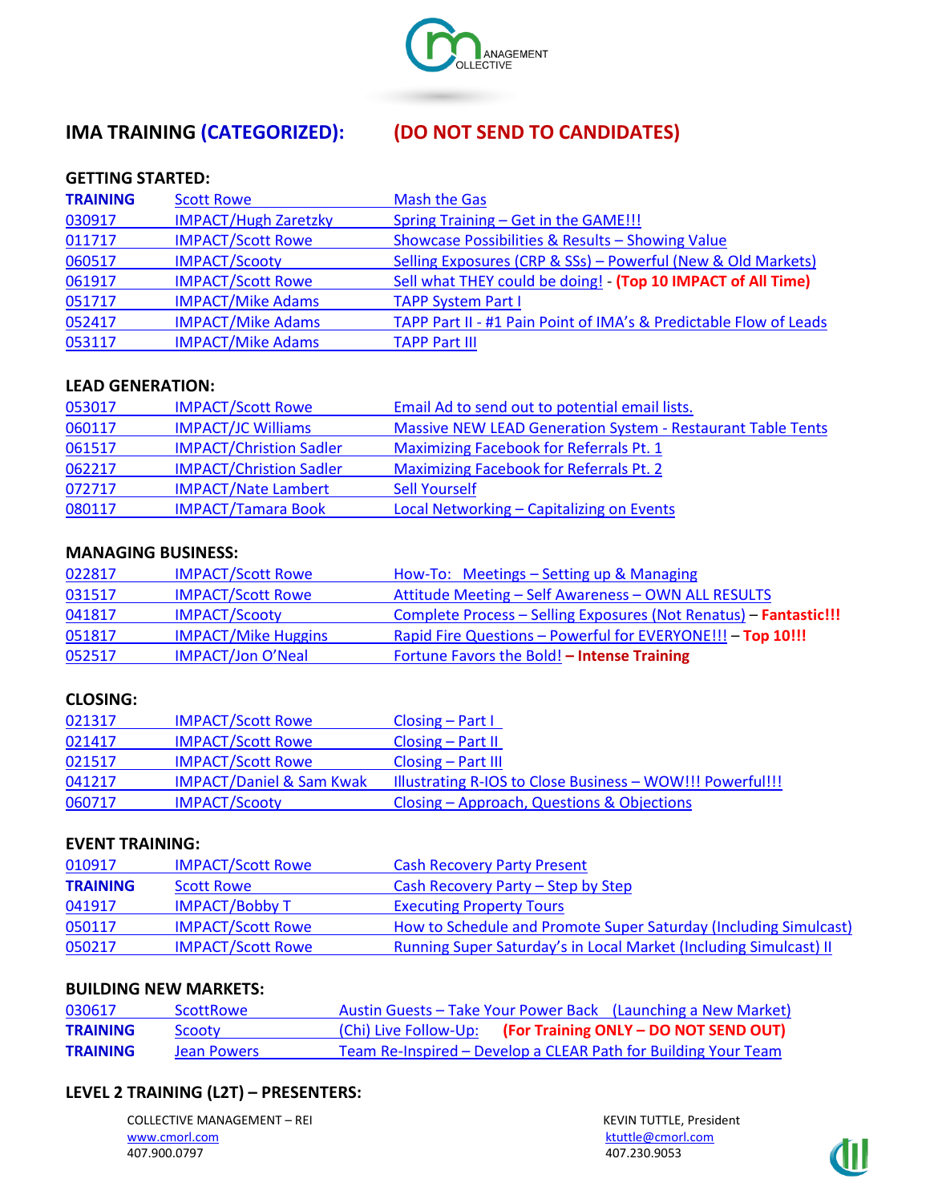# IMA TRAINING (CATEGORIZED): (DO NOT SEND TO CANDIDATES)

## GETTING STARTED:

| | | |
|---|---|---|
| **TRAINING** | Scott Rowe | Mash the Gas |
| 030917 | IMPACT/Hugh Zaretzky | Spring Training – Get in the GAME!!! |
| 011717 | IMPACT/Scott Rowe | Showcase Possibilities & Results – Showing Value |
| 060517 | IMPACT/Scooty | Selling Exposures (CRP & SSs) – Powerful (New & Old Markets) |
| 061917 | IMPACT/Scott Rowe | Sell what THEY could be doing! - **(Top 10 IMPACT of All Time)** |
| 051717 | IMPACT/Mike Adams | TAPP System Part I |
| 052417 | IMPACT/Mike Adams | TAPP Part II - #1 Pain Point of IMA's & Predictable Flow of Leads |
| 053117 | IMPACT/Mike Adams | TAPP Part III |

## LEAD GENERATION:

| | | |
|---|---|---|
| 053017 | IMPACT/Scott Rowe | Email Ad to send out to potential email lists. |
| 060117 | IMPACT/JC Williams | Massive NEW LEAD Generation System - Restaurant Table Tents |
| 061517 | IMPACT/Christion Sadler | Maximizing Facebook for Referrals Pt. 1 |
| 062217 | IMPACT/Christion Sadler | Maximizing Facebook for Referrals Pt. 2 |
| 072717 | IMPACT/Nate Lambert | Sell Yourself |
| 080117 | IMPACT/Tamara Book | Local Networking – Capitalizing on Events |

## MANAGING BUSINESS:

| | | |
|---|---|---|
| 022817 | IMPACT/Scott Rowe | How-To: Meetings – Setting up & Managing |
| 031517 | IMPACT/Scott Rowe | Attitude Meeting – Self Awareness – OWN ALL RESULTS |
| 041817 | IMPACT/Scooty | Complete Process – Selling Exposures (Not Renatus) – **Fantastic!!!** |
| 051817 | IMPACT/Mike Huggins | Rapid Fire Questions – Powerful for EVERYONE!!! – **Top 10!!!** |
| 052517 | IMPACT/Jon O'Neal | Fortune Favors the Bold! **– Intense Training** |

## CLOSING:

| | | |
|---|---|---|
| 021317 | IMPACT/Scott Rowe | Closing – Part I |
| 021417 | IMPACT/Scott Rowe | Closing – Part II |
| 021517 | IMPACT/Scott Rowe | Closing – Part III |
| 041217 | IMPACT/Daniel & Sam Kwak | Illustrating R-IOS to Close Business – WOW!!! Powerful!!! |
| 060717 | IMPACT/Scooty | Closing – Approach, Questions & Objections |

## EVENT TRAINING:

| | | |
|---|---|---|
| 010917 | IMPACT/Scott Rowe | Cash Recovery Party Present |
| **TRAINING** | Scott Rowe | Cash Recovery Party – Step by Step |
| 041917 | IMPACT/Bobby T | Executing Property Tours |
| 050117 | IMPACT/Scott Rowe | How to Schedule and Promote Super Saturday (Including Simulcast) |
| 050217 | IMPACT/Scott Rowe | Running Super Saturday's in Local Market (Including Simulcast) II |

## BUILDING NEW MARKETS:

| | | |
|---|---|---|
| 030617 | ScottRowe | Austin Guests – Take Your Power Back (Launching a New Market) |
| **TRAINING** | Scooty | (Chi) Live Follow-Up: **(For Training ONLY – DO NOT SEND OUT)** |
| **TRAINING** | Jean Powers | Team Re-Inspired – Develop a CLEAR Path for Building Your Team |

## LEVEL 2 TRAINING (L2T) – PRESENTERS:

COLLECTIVE MANAGEMENT – REI
www.cmorl.com
407.900.0797

KEVIN TUTTLE, President
ktuttle@cmorl.com
407.230.9053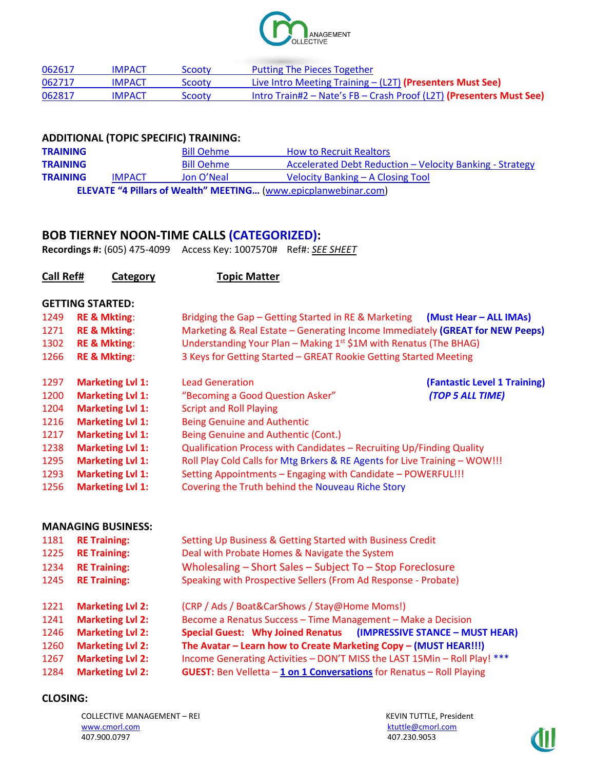| | | | |
|---|---|---|---|
| 062617 | IMPACT | Scooty | Putting The Pieces Together |
| 062717 | IMPACT | Scooty | Live Intro Meeting Training – (L2T) **(Presenters Must See)** |
| 062817 | IMPACT | Scooty | Intro Train#2 – Nate's FB – Crash Proof (L2T) **(Presenters Must See)** |

**ADDITIONAL (TOPIC SPECIFIC) TRAINING:**

| | | | |
|---|---|---|---|
| **TRAINING** | | Bill Oehme | How to Recruit Realtors |
| **TRAINING** | | Bill Oehme | Accelerated Debt Reduction – Velocity Banking - Strategy |
| **TRAINING** | IMPACT | Jon O'Neal | Velocity Banking – A Closing Tool |

**ELEVATE "4 Pillars of Wealth" MEETING…** (www.epicplanwebinar.com)

## BOB TIERNEY NOON-TIME CALLS (CATEGORIZED):

**Recordings #:** (605) 475-4099 Access Key: 1007570# Ref#: *SEE SHEET*

| Call Ref# | Category | Topic Matter |
|---|---|---|
| **GETTING STARTED:** | | |
| 1249 | **RE & Mkting**: | Bridging the Gap – Getting Started in RE & Marketing **(Must Hear – ALL IMAs)** |
| 1271 | **RE & Mkting**: | Marketing & Real Estate – Generating Income Immediately **(GREAT for NEW Peeps)** |
| 1302 | **RE & Mkting**: | Understanding Your Plan – Making 1st $1M with Renatus (The BHAG) |
| 1266 | **RE & Mkting**: | 3 Keys for Getting Started – GREAT Rookie Getting Started Meeting |
| 1297 | **Marketing Lvl 1:** | Lead Generation **(Fantastic Level 1 Training)** |
| 1200 | **Marketing Lvl 1:** | "Becoming a Good Question Asker" ***(TOP 5 ALL TIME)*** |
| 1204 | **Marketing Lvl 1:** | Script and Roll Playing |
| 1216 | **Marketing Lvl 1:** | Being Genuine and Authentic |
| 1217 | **Marketing Lvl 1:** | Being Genuine and Authentic (Cont.) |
| 1238 | **Marketing Lvl 1:** | Qualification Process with Candidates – Recruiting Up/Finding Quality |
| 1295 | **Marketing Lvl 1:** | Roll Play Cold Calls for Mtg Brkers & RE Agents for Live Training – WOW!!! |
| 1293 | **Marketing Lvl 1:** | Setting Appointments – Engaging with Candidate – POWERFUL!!! |
| 1256 | **Marketing Lvl 1:** | Covering the Truth behind the Nouveau Riche Story |
| **MANAGING BUSINESS:** | | |
| 1181 | **RE Training:** | Setting Up Business & Getting Started with Business Credit |
| 1225 | **RE Training:** | Deal with Probate Homes & Navigate the System |
| 1234 | **RE Training:** | Wholesaling – Short Sales – Subject To – Stop Foreclosure |
| 1245 | **RE Training:** | Speaking with Prospective Sellers (From Ad Response - Probate) |
| 1221 | **Marketing Lvl 2:** | (CRP / Ads / Boat&CarShows / Stay@Home Moms!) |
| 1241 | **Marketing Lvl 2:** | Become a Renatus Success – Time Management – Make a Decision |
| 1246 | **Marketing Lvl 2:** | **Special Guest: Why Joined Renatus (IMPRESSIVE STANCE – MUST HEAR)** |
| 1260 | **Marketing Lvl 2:** | **The Avatar – Learn how to Create Marketing Copy – (MUST HEAR!!!)** |
| 1267 | **Marketing Lvl 2:** | Income Generating Activities – DON'T MISS the LAST 15Min – Roll Play! *** |
| 1284 | **Marketing Lvl 2:** | **GUEST:** Ben Velletta – **1 on 1 Conversations** for Renatus – Roll Playing |

**CLOSING:**

COLLECTIVE MANAGEMENT – REI
www.cmorl.com
407.900.0797

KEVIN TUTTLE, President
ktuttle@cmorl.com
407.230.9053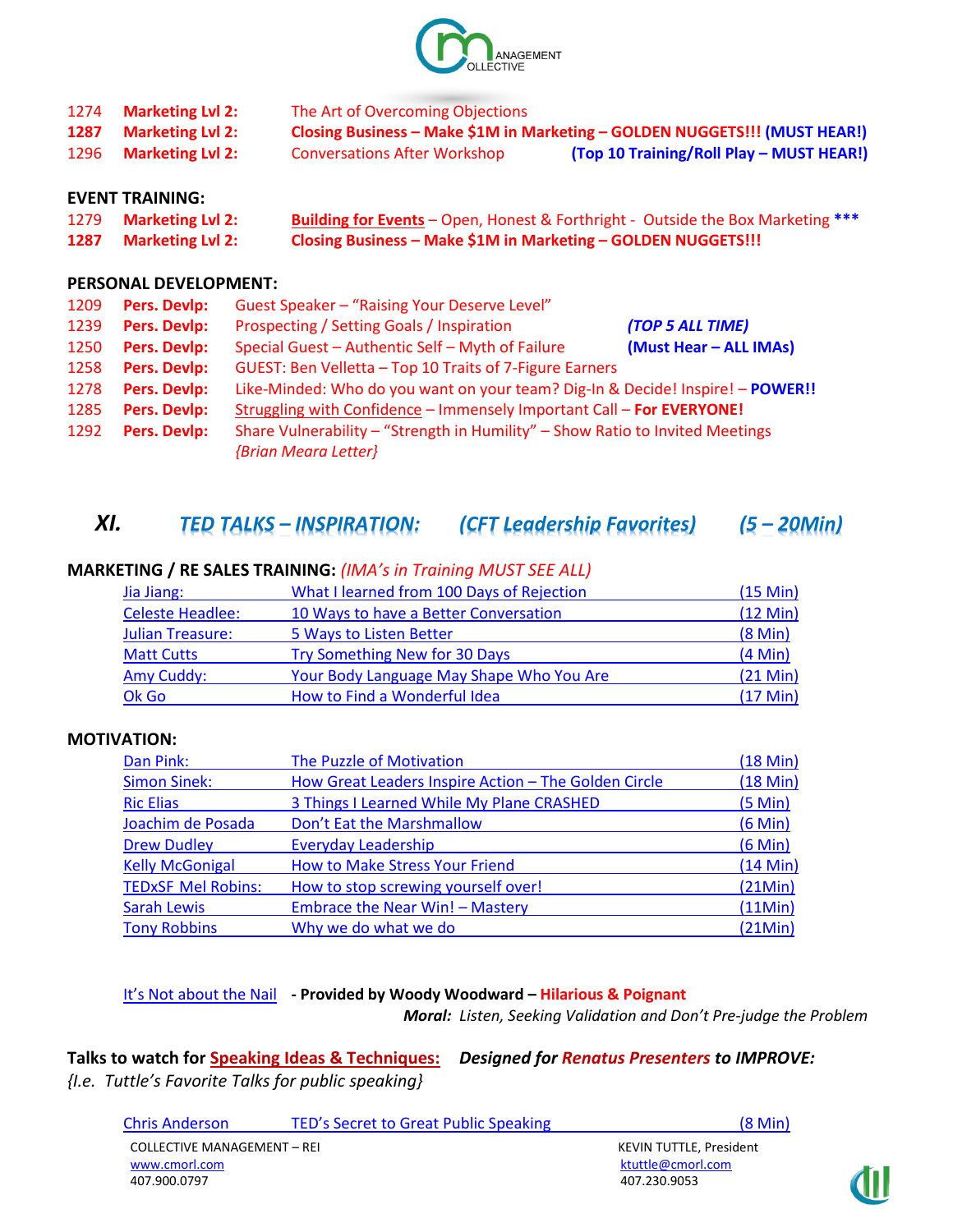| | | |
|---|---|---|
| 1274 | **Marketing Lvl 2:** | The Art of Overcoming Objections |
| **1287** | **Marketing Lvl 2:** | **Closing Business – Make $1M in Marketing – GOLDEN NUGGETS!!! (MUST HEAR!)** |
| 1296 | **Marketing Lvl 2:** | Conversations After Workshop **(Top 10 Training/Roll Play – MUST HEAR!)** |

**EVENT TRAINING:**

| | | |
|---|---|---|
| 1279 | **Marketing Lvl 2:** | Building for Events – Open, Honest & Forthright - Outside the Box Marketing *** |
| **1287** | **Marketing Lvl 2:** | **Closing Business – Make $1M in Marketing – GOLDEN NUGGETS!!!** |

**PERSONAL DEVELOPMENT:**

| | | | |
|---|---|---|---|
| 1209 | **Pers. Devlp:** | Guest Speaker – "Raising Your Deserve Level" | |
| 1239 | **Pers. Devlp:** | Prospecting / Setting Goals / Inspiration | ***(TOP 5 ALL TIME)*** |
| 1250 | **Pers. Devlp:** | Special Guest – Authentic Self – Myth of Failure | **(Must Hear – ALL IMAs)** |
| 1258 | **Pers. Devlp:** | GUEST: Ben Velletta – Top 10 Traits of 7-Figure Earners | |
| 1278 | **Pers. Devlp:** | Like-Minded: Who do you want on your team? Dig-In & Decide! Inspire! – **POWER!!** | |
| 1285 | **Pers. Devlp:** | Struggling with Confidence – Immensely Important Call – **For EVERYONE!** | |
| 1292 | **Pers. Devlp:** | Share Vulnerability – "Strength in Humility" – Show Ratio to Invited Meetings *{Brian Meara Letter}* | |

## *XI. TED TALKS – INSPIRATION: (CFT Leadership Favorites) (5 – 20Min)*

**MARKETING / RE SALES TRAINING:** *(IMA's in Training MUST SEE ALL)*

| | | |
|---|---|---|
| Jia Jiang: | What I learned from 100 Days of Rejection | (15 Min) |
| Celeste Headlee: | 10 Ways to have a Better Conversation | (12 Min) |
| Julian Treasure: | 5 Ways to Listen Better | (8 Min) |
| Matt Cutts | Try Something New for 30 Days | (4 Min) |
| Amy Cuddy: | Your Body Language May Shape Who You Are | (21 Min) |
| Ok Go | How to Find a Wonderful Idea | (17 Min) |

**MOTIVATION:**

| | | |
|---|---|---|
| Dan Pink: | The Puzzle of Motivation | (18 Min) |
| Simon Sinek: | How Great Leaders Inspire Action – The Golden Circle | (18 Min) |
| Ric Elias | 3 Things I Learned While My Plane CRASHED | (5 Min) |
| Joachim de Posada | Don't Eat the Marshmallow | (6 Min) |
| Drew Dudley | Everyday Leadership | (6 Min) |
| Kelly McGonigal | How to Make Stress Your Friend | (14 Min) |
| TEDxSF Mel Robins: | How to stop screwing yourself over! | (21Min) |
| Sarah Lewis | Embrace the Near Win! – Mastery | (11Min) |
| Tony Robbins | Why we do what we do | (21Min) |

It's Not about the Nail **- Provided by Woody Woodward – Hilarious & Poignant**
***Moral:*** *Listen, Seeking Validation and Don't Pre-judge the Problem*

**Talks to watch for Speaking Ideas & Techniques:** ***Designed for Renatus Presenters to IMPROVE:***
*{I.e. Tuttle's Favorite Talks for public speaking}*

| | | |
|---|---|---|
| Chris Anderson | TED's Secret to Great Public Speaking | (8 Min) |

COLLECTIVE MANAGEMENT – REI
www.cmorl.com
407.900.0797

KEVIN TUTTLE, President
ktuttle@cmorl.com
407.230.9053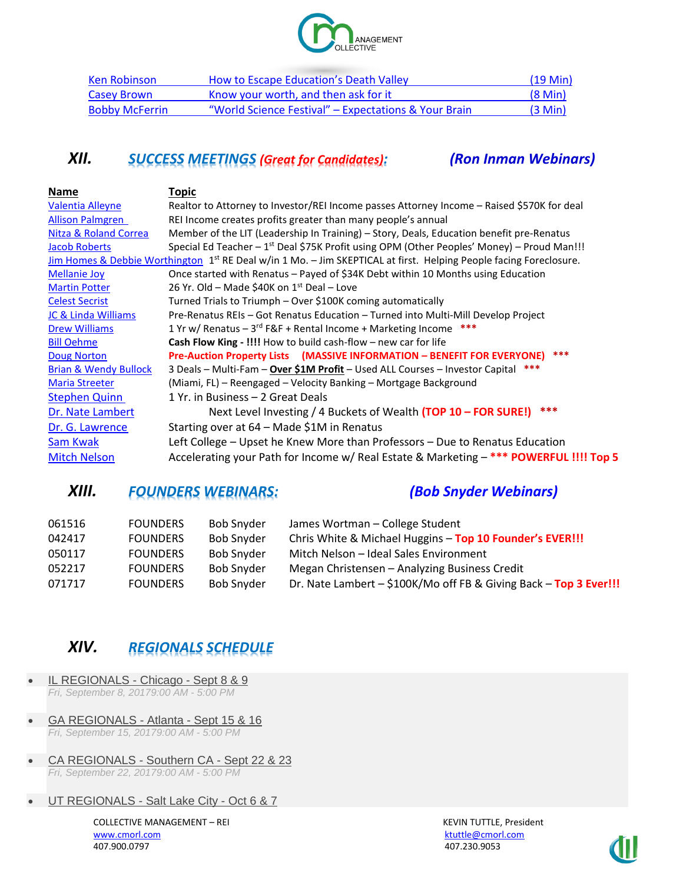| | | |
|---|---|---|
| Ken Robinson | How to Escape Education's Death Valley | (19 Min) |
| Casey Brown | Know your worth, and then ask for it | (8 Min) |
| Bobby McFerrin | "World Science Festival" – Expectations & Your Brain | (3 Min) |

## XII. SUCCESS MEETINGS (Great for Candidates): (Ron Inman Webinars)

| Name | Topic |
|---|---|
| Valentia Alleyne | Realtor to Attorney to Investor/REI Income passes Attorney Income – Raised $570K for deal |
| Allison Palmgren | REI Income creates profits greater than many people's annual |
| Nitza & Roland Correa | Member of the LIT (Leadership In Training) – Story, Deals, Education benefit pre-Renatus |
| Jacob Roberts | Special Ed Teacher – 1st Deal $75K Profit using OPM (Other Peoples' Money) – Proud Man!!! |
| Jim Homes & Debbie Worthington | 1st RE Deal w/in 1 Mo. – Jim SKEPTICAL at first. Helping People facing Foreclosure. |
| Mellanie Joy | Once started with Renatus – Payed of $34K Debt within 10 Months using Education |
| Martin Potter | 26 Yr. Old – Made $40K on 1st Deal – Love |
| Celest Secrist | Turned Trials to Triumph – Over $100K coming automatically |
| JC & Linda Williams | Pre-Renatus REIs – Got Renatus Education – Turned into Multi-Mill Develop Project |
| Drew Williams | 1 Yr w/ Renatus – 3rd F&F + Rental Income + Marketing Income *** |
| Bill Oehme | **Cash Flow King - !!!!** How to build cash-flow – new car for life |
| Doug Norton | **Pre-Auction Property Lists (MASSIVE INFORMATION – BENEFIT FOR EVERYONE) *** ** |
| Brian & Wendy Bullock | 3 Deals – Multi-Fam – **Over $1M Profit** – Used ALL Courses – Investor Capital *** |
| Maria Streeter | (Miami, FL) – Reengaged – Velocity Banking – Mortgage Background |
| Stephen Quinn | 1 Yr. in Business – 2 Great Deals |
| Dr. Nate Lambert | Next Level Investing / 4 Buckets of Wealth **(TOP 10 – FOR SURE!) *** ** |
| Dr. G. Lawrence | Starting over at 64 – Made $1M in Renatus |
| Sam Kwak | Left College – Upset he Knew More than Professors – Due to Renatus Education |
| Mitch Nelson | Accelerating your Path for Income w/ Real Estate & Marketing – **\*\*\* POWERFUL !!!! Top 5** |

## XIII. FOUNDERS WEBINARS: (Bob Snyder Webinars)

| | | | |
|---|---|---|---|
| 061516 | FOUNDERS | Bob Snyder | James Wortman – College Student |
| 042417 | FOUNDERS | Bob Snyder | Chris White & Michael Huggins – **Top 10 Founder's EVER!!!** |
| 050117 | FOUNDERS | Bob Snyder | Mitch Nelson – Ideal Sales Environment |
| 052217 | FOUNDERS | Bob Snyder | Megan Christensen – Analyzing Business Credit |
| 071717 | FOUNDERS | Bob Snyder | Dr. Nate Lambert – $100K/Mo off FB & Giving Back – **Top 3 Ever!!!** |

## XIV. REGIONALS SCHEDULE

- IL REGIONALS - Chicago - Sept 8 & 9
  *Fri, September 8, 20179:00 AM - 5:00 PM*
- GA REGIONALS - Atlanta - Sept 15 & 16
  *Fri, September 15, 20179:00 AM - 5:00 PM*
- CA REGIONALS - Southern CA - Sept 22 & 23
  *Fri, September 22, 20179:00 AM - 5:00 PM*
- UT REGIONALS - Salt Lake City - Oct 6 & 7

COLLECTIVE MANAGEMENT – REI
www.cmorl.com
407.900.0797

KEVIN TUTTLE, President
ktuttle@cmorl.com
407.230.9053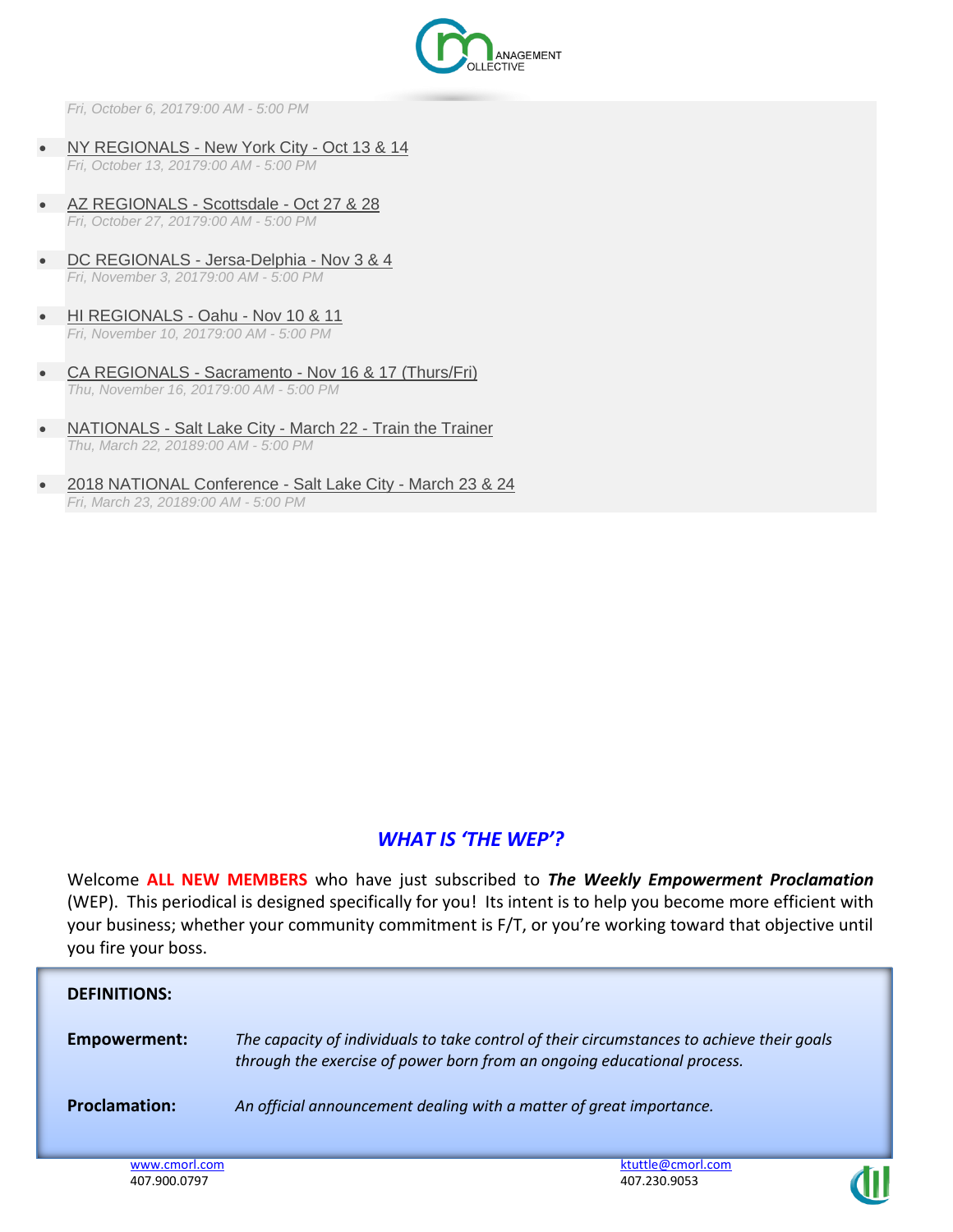*Fri, October 6, 20179:00 AM - 5:00 PM*

- NY REGIONALS - New York City - Oct 13 & 14
  *Fri, October 13, 20179:00 AM - 5:00 PM*

- AZ REGIONALS - Scottsdale - Oct 27 & 28
  *Fri, October 27, 20179:00 AM - 5:00 PM*

- DC REGIONALS - Jersa-Delphia - Nov 3 & 4
  *Fri, November 3, 20179:00 AM - 5:00 PM*

- HI REGIONALS - Oahu - Nov 10 & 11
  *Fri, November 10, 20179:00 AM - 5:00 PM*

- CA REGIONALS - Sacramento - Nov 16 & 17 (Thurs/Fri)
  *Thu, November 16, 20179:00 AM - 5:00 PM*

- NATIONALS - Salt Lake City - March 22 - Train the Trainer
  *Thu, March 22, 20189:00 AM - 5:00 PM*

- 2018 NATIONAL Conference - Salt Lake City - March 23 & 24
  *Fri, March 23, 20189:00 AM - 5:00 PM*

## *WHAT IS 'THE WEP'?*

Welcome **ALL NEW MEMBERS** who have just subscribed to ***The Weekly Empowerment Proclamation*** (WEP). This periodical is designed specifically for you! Its intent is to help you become more efficient with your business; whether your community commitment is F/T, or you're working toward that objective until you fire your boss.

**DEFINITIONS:**

**Empowerment:** *The capacity of individuals to take control of their circumstances to achieve their goals through the exercise of power born from an ongoing educational process.*

**Proclamation:** *An official announcement dealing with a matter of great importance.*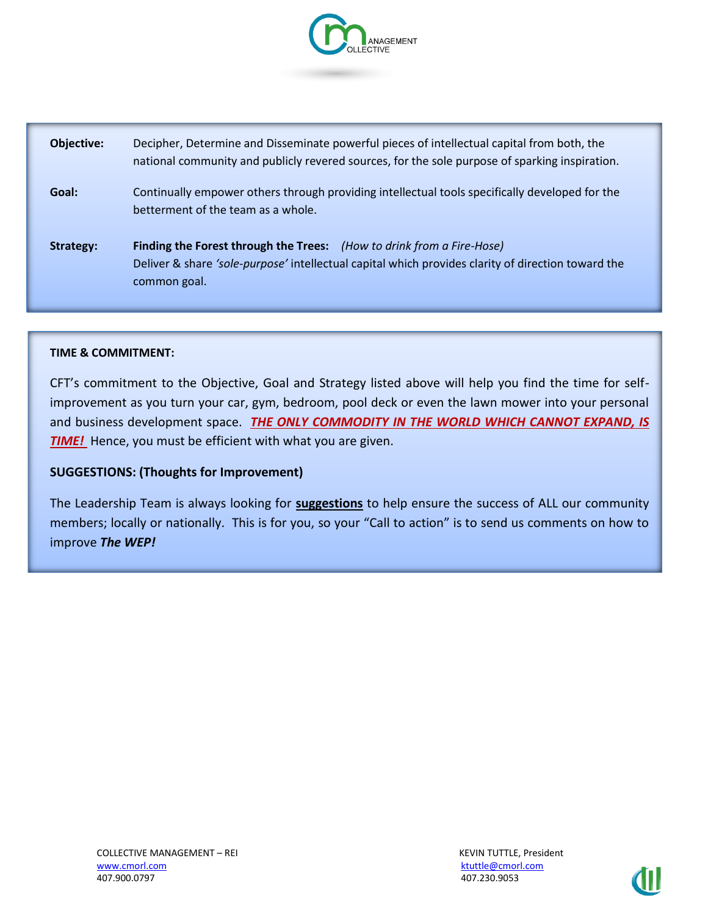**Objective:** Decipher, Determine and Disseminate powerful pieces of intellectual capital from both, the national community and publicly revered sources, for the sole purpose of sparking inspiration.

**Goal:** Continually empower others through providing intellectual tools specifically developed for the betterment of the team as a whole.

**Strategy:** **Finding the Forest through the Trees:** *(How to drink from a Fire-Hose)*
Deliver & share *'sole-purpose'* intellectual capital which provides clarity of direction toward the common goal.

**TIME & COMMITMENT:**

CFT's commitment to the Objective, Goal and Strategy listed above will help you find the time for self-improvement as you turn your car, gym, bedroom, pool deck or even the lawn mower into your personal and business development space. ***THE ONLY COMMODITY IN THE WORLD WHICH CANNOT EXPAND, IS TIME!*** Hence, you must be efficient with what you are given.

**SUGGESTIONS: (Thoughts for Improvement)**

The Leadership Team is always looking for **suggestions** to help ensure the success of ALL our community members; locally or nationally. This is for you, so your "Call to action" is to send us comments on how to improve ***The WEP!***

COLLECTIVE MANAGEMENT – REI
www.cmorl.com
407.900.0797

KEVIN TUTTLE, President
ktuttle@cmorl.com
407.230.9053